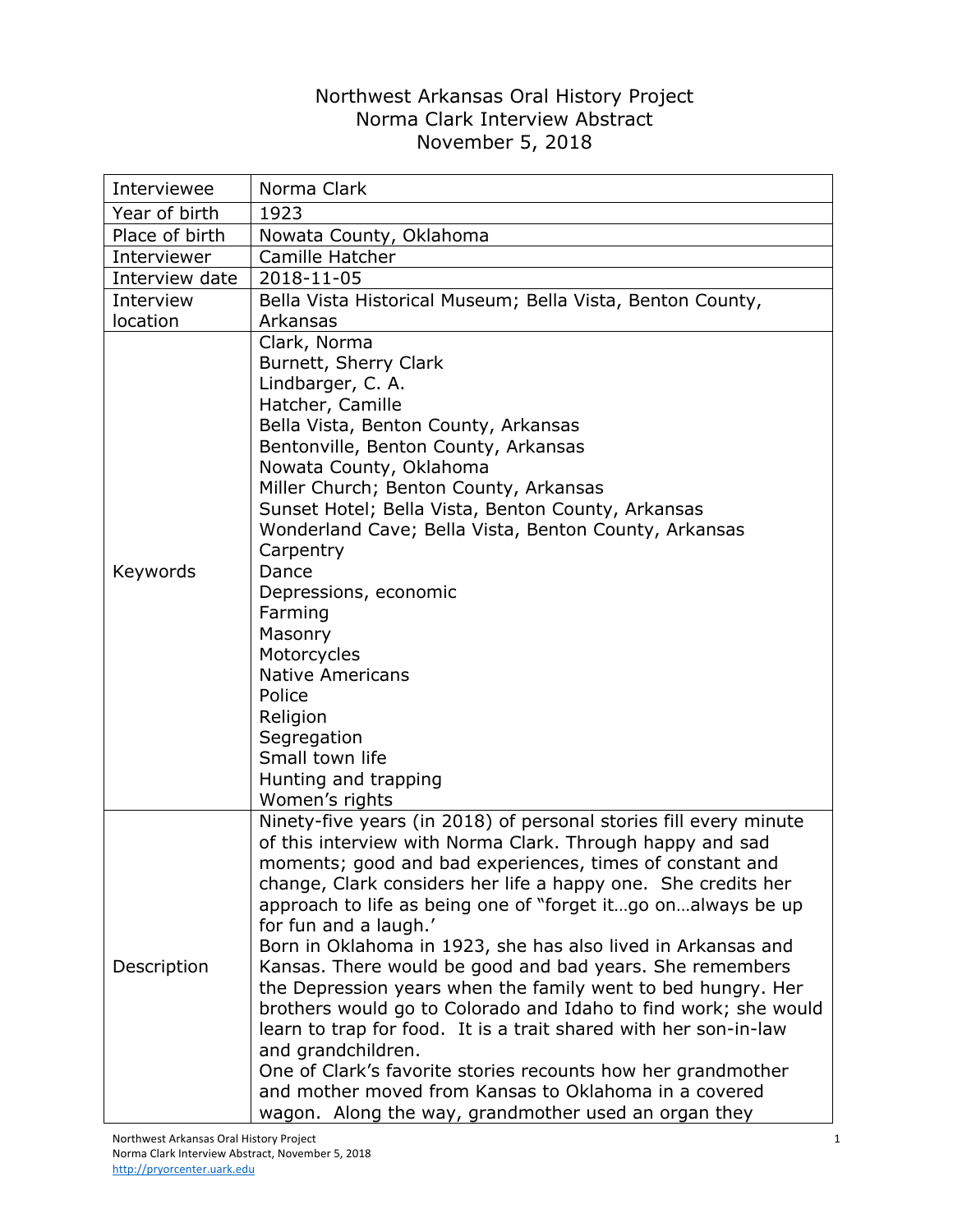# Northwest Arkansas Oral History Project
## Norma Clark Interview Abstract
### November 5, 2018

| | |
|---|---|
| Interviewee | Norma Clark |
| Year of birth | 1923 |
| Place of birth | Nowata County, Oklahoma |
| Interviewer | Camille Hatcher |
| Interview date | 2018-11-05 |
| Interview location | Bella Vista Historical Museum; Bella Vista, Benton County, Arkansas |
| Keywords | Clark, Norma<br>Burnett, Sherry Clark<br>Lindbarger, C. A.<br>Hatcher, Camille<br>Bella Vista, Benton County, Arkansas<br>Bentonville, Benton County, Arkansas<br>Nowata County, Oklahoma<br>Miller Church; Benton County, Arkansas<br>Sunset Hotel; Bella Vista, Benton County, Arkansas<br>Wonderland Cave; Bella Vista, Benton County, Arkansas<br>Carpentry<br>Dance<br>Depressions, economic<br>Farming<br>Masonry<br>Motorcycles<br>Native Americans<br>Police<br>Religion<br>Segregation<br>Small town life<br>Hunting and trapping<br>Women's rights |
| Description | Ninety-five years (in 2018) of personal stories fill every minute of this interview with Norma Clark. Through happy and sad moments; good and bad experiences, times of constant and change, Clark considers her life a happy one. She credits her approach to life as being one of "forget it…go on…always be up for fun and a laugh.'<br>Born in Oklahoma in 1923, she has also lived in Arkansas and Kansas. There would be good and bad years. She remembers the Depression years when the family went to bed hungry. Her brothers would go to Colorado and Idaho to find work; she would learn to trap for food. It is a trait shared with her son-in-law and grandchildren.<br>One of Clark's favorite stories recounts how her grandmother and mother moved from Kansas to Oklahoma in a covered wagon. Along the way, grandmother used an organ they |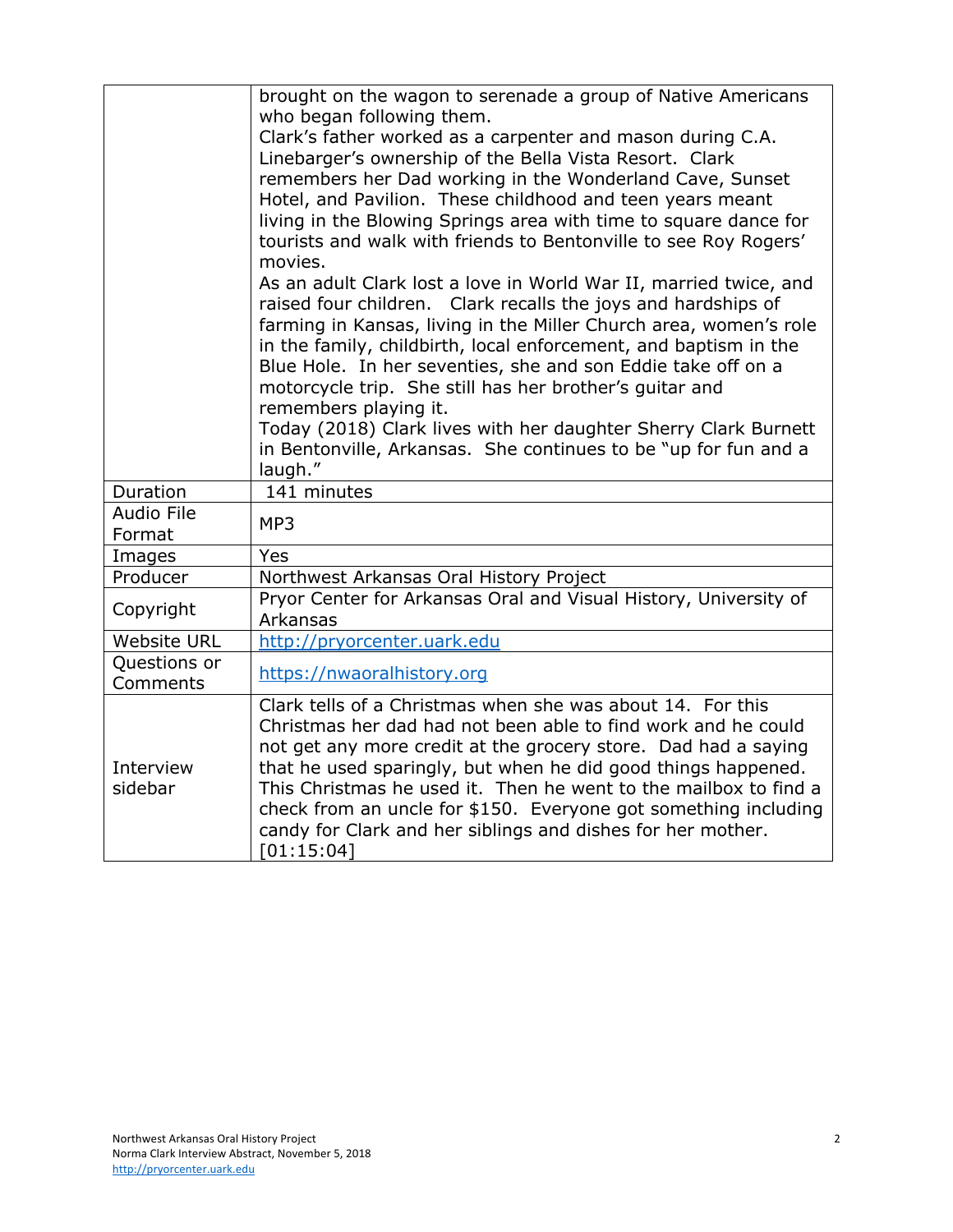| | |
|---|---|
| | brought on the wagon to serenade a group of Native Americans who began following them.<br>Clark's father worked as a carpenter and mason during C.A. Linebarger's ownership of the Bella Vista Resort. Clark remembers her Dad working in the Wonderland Cave, Sunset Hotel, and Pavilion. These childhood and teen years meant living in the Blowing Springs area with time to square dance for tourists and walk with friends to Bentonville to see Roy Rogers' movies.<br>As an adult Clark lost a love in World War II, married twice, and raised four children. Clark recalls the joys and hardships of farming in Kansas, living in the Miller Church area, women's role in the family, childbirth, local enforcement, and baptism in the Blue Hole. In her seventies, she and son Eddie take off on a motorcycle trip. She still has her brother's guitar and remembers playing it.<br>Today (2018) Clark lives with her daughter Sherry Clark Burnett in Bentonville, Arkansas. She continues to be "up for fun and a laugh." |
| Duration | 141 minutes |
| Audio File Format | MP3 |
| Images | Yes |
| Producer | Northwest Arkansas Oral History Project |
| Copyright | Pryor Center for Arkansas Oral and Visual History, University of Arkansas |
| Website URL | http://pryorcenter.uark.edu |
| Questions or Comments | https://nwaoralhistory.org |
| Interview sidebar | Clark tells of a Christmas when she was about 14. For this Christmas her dad had not been able to find work and he could not get any more credit at the grocery store. Dad had a saying that he used sparingly, but when he did good things happened. This Christmas he used it. Then he went to the mailbox to find a check from an uncle for $150. Everyone got something including candy for Clark and her siblings and dishes for her mother. [01:15:04] |